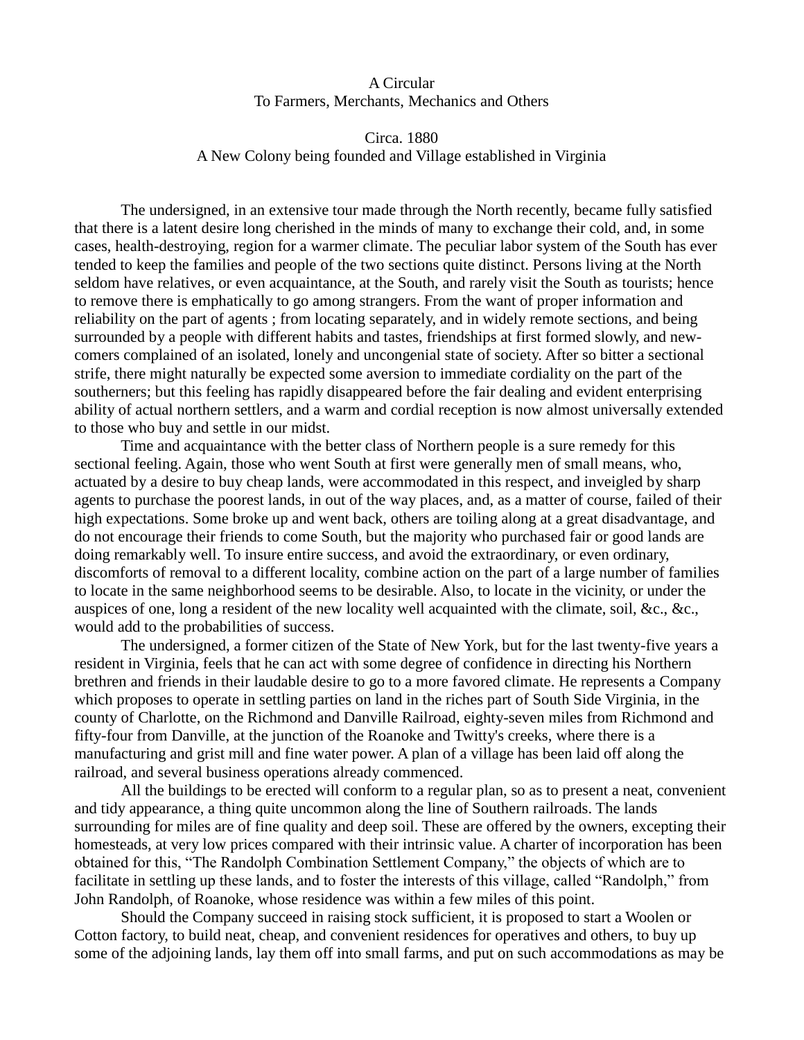A Circular
To Farmers, Merchants, Mechanics and Others

Circa. 1880
A New Colony being founded and Village established in Virginia

The undersigned, in an extensive tour made through the North recently, became fully satisfied that there is a latent desire long cherished in the minds of many to exchange their cold, and, in some cases, health-destroying, region for a warmer climate. The peculiar labor system of the South has ever tended to keep the families and people of the two sections quite distinct. Persons living at the North seldom have relatives, or even acquaintance, at the South, and rarely visit the South as tourists; hence to remove there is emphatically to go among strangers. From the want of proper information and reliability on the part of agents ; from locating separately, and in widely remote sections, and being surrounded by a people with different habits and tastes, friendships at first formed slowly, and new-comers complained of an isolated, lonely and uncongenial state of society. After so bitter a sectional strife, there might naturally be expected some aversion to immediate cordiality on the part of the southerners; but this feeling has rapidly disappeared before the fair dealing and evident enterprising ability of actual northern settlers, and a warm and cordial reception is now almost universally extended to those who buy and settle in our midst.

Time and acquaintance with the better class of Northern people is a sure remedy for this sectional feeling. Again, those who went South at first were generally men of small means, who, actuated by a desire to buy cheap lands, were accommodated in this respect, and inveigled by sharp agents to purchase the poorest lands, in out of the way places, and, as a matter of course, failed of their high expectations. Some broke up and went back, others are toiling along at a great disadvantage, and do not encourage their friends to come South, but the majority who purchased fair or good lands are doing remarkably well. To insure entire success, and avoid the extraordinary, or even ordinary, discomforts of removal to a different locality, combine action on the part of a large number of families to locate in the same neighborhood seems to be desirable. Also, to locate in the vicinity, or under the auspices of one, long a resident of the new locality well acquainted with the climate, soil, &c., &c., would add to the probabilities of success.

The undersigned, a former citizen of the State of New York, but for the last twenty-five years a resident in Virginia, feels that he can act with some degree of confidence in directing his Northern brethren and friends in their laudable desire to go to a more favored climate. He represents a Company which proposes to operate in settling parties on land in the riches part of South Side Virginia, in the county of Charlotte, on the Richmond and Danville Railroad, eighty-seven miles from Richmond and fifty-four from Danville, at the junction of the Roanoke and Twitty's creeks, where there is a manufacturing and grist mill and fine water power. A plan of a village has been laid off along the railroad, and several business operations already commenced.

All the buildings to be erected will conform to a regular plan, so as to present a neat, convenient and tidy appearance, a thing quite uncommon along the line of Southern railroads. The lands surrounding for miles are of fine quality and deep soil. These are offered by the owners, excepting their homesteads, at very low prices compared with their intrinsic value. A charter of incorporation has been obtained for this, "The Randolph Combination Settlement Company," the objects of which are to facilitate in settling up these lands, and to foster the interests of this village, called "Randolph," from John Randolph, of Roanoke, whose residence was within a few miles of this point.

Should the Company succeed in raising stock sufficient, it is proposed to start a Woolen or Cotton factory, to build neat, cheap, and convenient residences for operatives and others, to buy up some of the adjoining lands, lay them off into small farms, and put on such accommodations as may be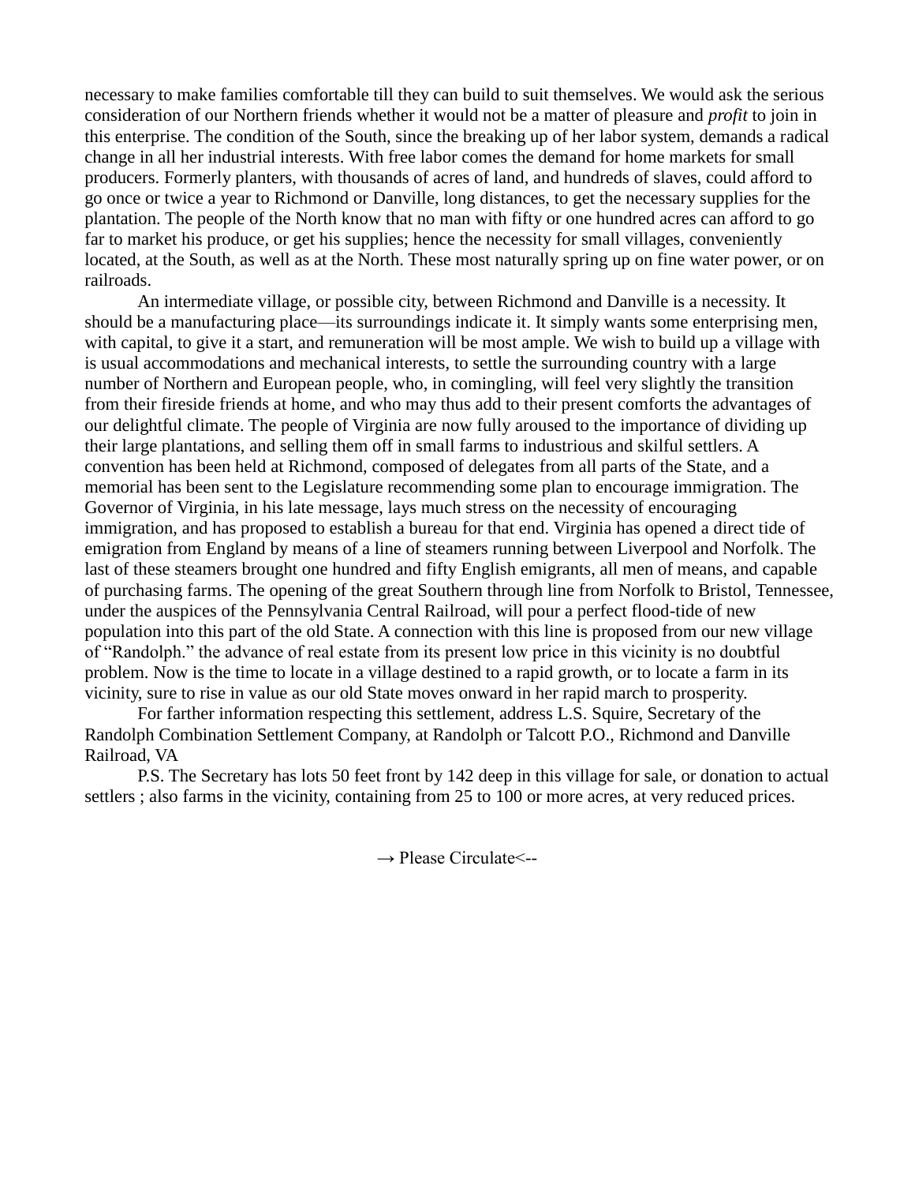necessary to make families comfortable till they can build to suit themselves. We would ask the serious consideration of our Northern friends whether it would not be a matter of pleasure and *profit* to join in this enterprise. The condition of the South, since the breaking up of her labor system, demands a radical change in all her industrial interests. With free labor comes the demand for home markets for small producers. Formerly planters, with thousands of acres of land, and hundreds of slaves, could afford to go once or twice a year to Richmond or Danville, long distances, to get the necessary supplies for the plantation. The people of the North know that no man with fifty or one hundred acres can afford to go far to market his produce, or get his supplies; hence the necessity for small villages, conveniently located, at the South, as well as at the North. These most naturally spring up on fine water power, or on railroads.

An intermediate village, or possible city, between Richmond and Danville is a necessity. It should be a manufacturing place—its surroundings indicate it. It simply wants some enterprising men, with capital, to give it a start, and remuneration will be most ample. We wish to build up a village with is usual accommodations and mechanical interests, to settle the surrounding country with a large number of Northern and European people, who, in comingling, will feel very slightly the transition from their fireside friends at home, and who may thus add to their present comforts the advantages of our delightful climate. The people of Virginia are now fully aroused to the importance of dividing up their large plantations, and selling them off in small farms to industrious and skilful settlers. A convention has been held at Richmond, composed of delegates from all parts of the State, and a memorial has been sent to the Legislature recommending some plan to encourage immigration. The Governor of Virginia, in his late message, lays much stress on the necessity of encouraging immigration, and has proposed to establish a bureau for that end. Virginia has opened a direct tide of emigration from England by means of a line of steamers running between Liverpool and Norfolk. The last of these steamers brought one hundred and fifty English emigrants, all men of means, and capable of purchasing farms. The opening of the great Southern through line from Norfolk to Bristol, Tennessee, under the auspices of the Pennsylvania Central Railroad, will pour a perfect flood-tide of new population into this part of the old State. A connection with this line is proposed from our new village of "Randolph." the advance of real estate from its present low price in this vicinity is no doubtful problem. Now is the time to locate in a village destined to a rapid growth, or to locate a farm in its vicinity, sure to rise in value as our old State moves onward in her rapid march to prosperity.

For farther information respecting this settlement, address L.S. Squire, Secretary of the Randolph Combination Settlement Company, at Randolph or Talcott P.O., Richmond and Danville Railroad, VA

P.S. The Secretary has lots 50 feet front by 142 deep in this village for sale, or donation to actual settlers ; also farms in the vicinity, containing from 25 to 100 or more acres, at very reduced prices.

→ Please Circulate<--